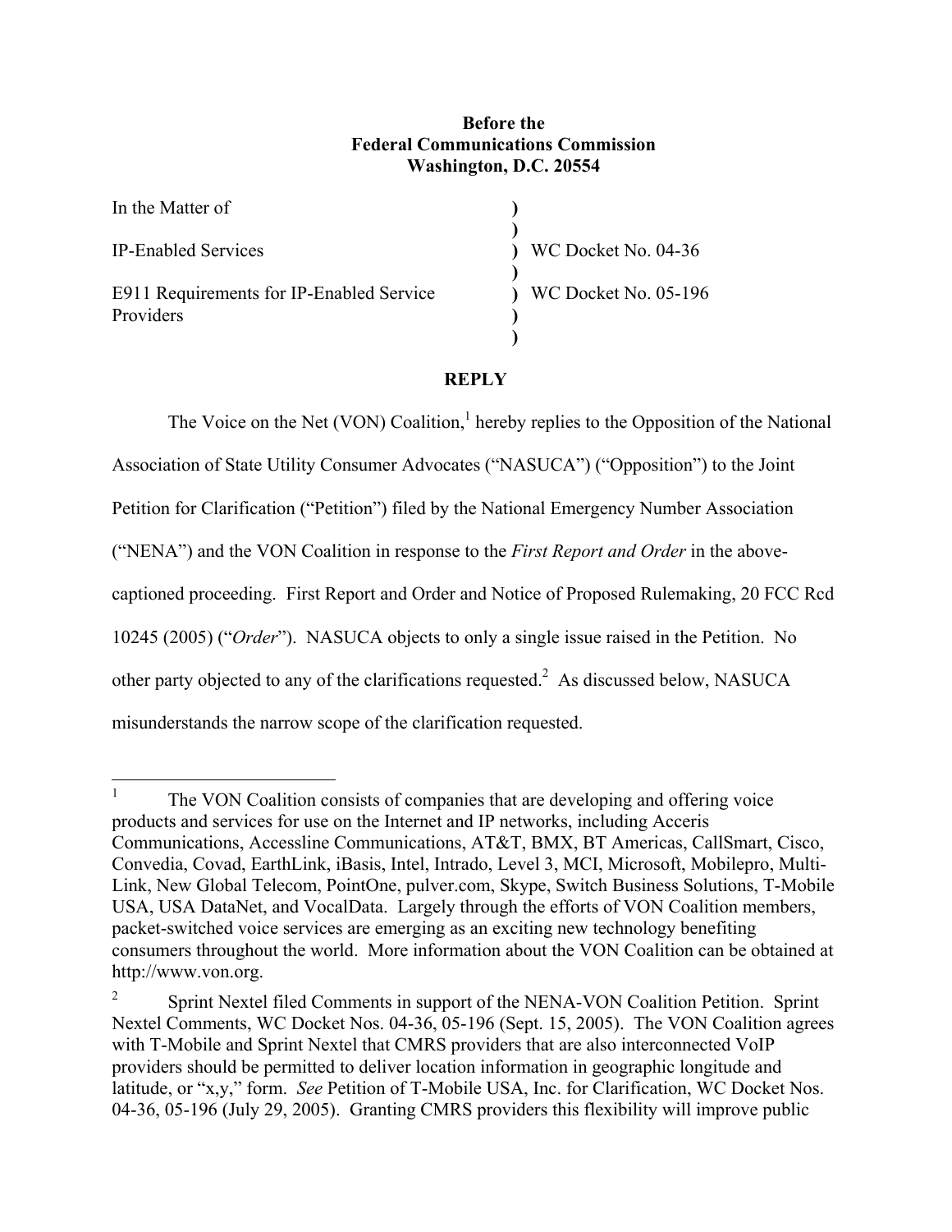**Before the**
**Federal Communications Commission**
**Washington, D.C. 20554**

| | | |
|---|---|---|
| In the Matter of | ) | |
| | ) | |
| IP-Enabled Services | ) | WC Docket No. 04-36 |
| | ) | |
| E911 Requirements for IP-Enabled Service Providers | ) | WC Docket No. 05-196 |
| | ) | |
| | ) | |

**REPLY**

The Voice on the Net (VON) Coalition,[1] hereby replies to the Opposition of the National Association of State Utility Consumer Advocates ("NASUCA") ("Opposition") to the Joint Petition for Clarification ("Petition") filed by the National Emergency Number Association ("NENA") and the VON Coalition in response to the *First Report and Order* in the above-captioned proceeding. First Report and Order and Notice of Proposed Rulemaking, 20 FCC Rcd 10245 (2005) ("*Order*"). NASUCA objects to only a single issue raised in the Petition. No other party objected to any of the clarifications requested.[2] As discussed below, NASUCA misunderstands the narrow scope of the clarification requested.

---

[1] The VON Coalition consists of companies that are developing and offering voice products and services for use on the Internet and IP networks, including Acceris Communications, Accessline Communications, AT&T, BMX, BT Americas, CallSmart, Cisco, Convedia, Covad, EarthLink, iBasis, Intel, Intrado, Level 3, MCI, Microsoft, Mobilepro, Multi-Link, New Global Telecom, PointOne, pulver.com, Skype, Switch Business Solutions, T-Mobile USA, USA DataNet, and VocalData. Largely through the efforts of VON Coalition members, packet-switched voice services are emerging as an exciting new technology benefiting consumers throughout the world. More information about the VON Coalition can be obtained at http://www.von.org.

[2] Sprint Nextel filed Comments in support of the NENA-VON Coalition Petition. Sprint Nextel Comments, WC Docket Nos. 04-36, 05-196 (Sept. 15, 2005). The VON Coalition agrees with T-Mobile and Sprint Nextel that CMRS providers that are also interconnected VoIP providers should be permitted to deliver location information in geographic longitude and latitude, or "x,y," form. *See* Petition of T-Mobile USA, Inc. for Clarification, WC Docket Nos. 04-36, 05-196 (July 29, 2005). Granting CMRS providers this flexibility will improve public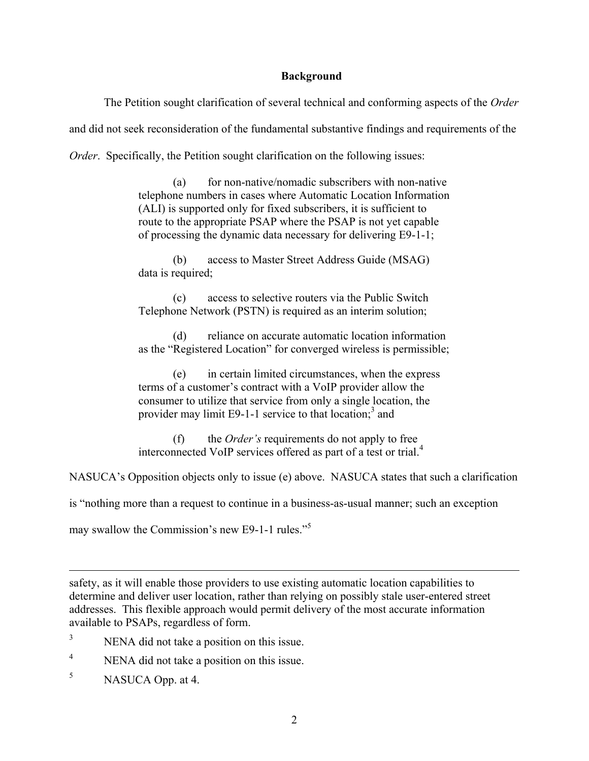**Background**

The Petition sought clarification of several technical and conforming aspects of the *Order* and did not seek reconsideration of the fundamental substantive findings and requirements of the *Order*. Specifically, the Petition sought clarification on the following issues:

> (a) for non-native/nomadic subscribers with non-native telephone numbers in cases where Automatic Location Information (ALI) is supported only for fixed subscribers, it is sufficient to route to the appropriate PSAP where the PSAP is not yet capable of processing the dynamic data necessary for delivering E9-1-1;
>
> (b) access to Master Street Address Guide (MSAG) data is required;
>
> (c) access to selective routers via the Public Switch Telephone Network (PSTN) is required as an interim solution;
>
> (d) reliance on accurate automatic location information as the "Registered Location" for converged wireless is permissible;
>
> (e) in certain limited circumstances, when the express terms of a customer's contract with a VoIP provider allow the consumer to utilize that service from only a single location, the provider may limit E9-1-1 service to that location;[3] and
>
> (f) the *Order's* requirements do not apply to free interconnected VoIP services offered as part of a test or trial.[4]

NASUCA's Opposition objects only to issue (e) above. NASUCA states that such a clarification is "nothing more than a request to continue in a business-as-usual manner; such an exception may swallow the Commission's new E9-1-1 rules."[5]

---

safety, as it will enable those providers to use existing automatic location capabilities to determine and deliver user location, rather than relying on possibly stale user-entered street addresses. This flexible approach would permit delivery of the most accurate information available to PSAPs, regardless of form.

[3] NENA did not take a position on this issue.

[4] NENA did not take a position on this issue.

[5] NASUCA Opp. at 4.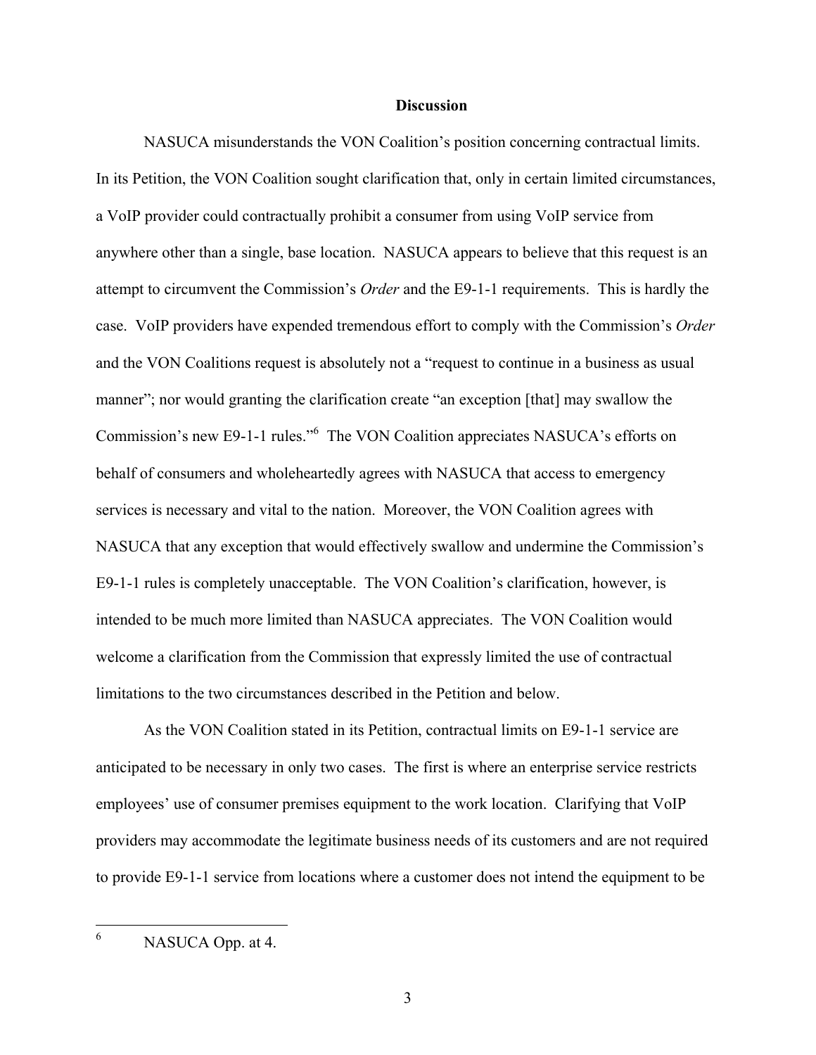## Discussion

NASUCA misunderstands the VON Coalition's position concerning contractual limits. In its Petition, the VON Coalition sought clarification that, only in certain limited circumstances, a VoIP provider could contractually prohibit a consumer from using VoIP service from anywhere other than a single, base location. NASUCA appears to believe that this request is an attempt to circumvent the Commission's *Order* and the E9-1-1 requirements. This is hardly the case. VoIP providers have expended tremendous effort to comply with the Commission's *Order* and the VON Coalitions request is absolutely not a "request to continue in a business as usual manner"; nor would granting the clarification create "an exception [that] may swallow the Commission's new E9-1-1 rules."[6] The VON Coalition appreciates NASUCA's efforts on behalf of consumers and wholeheartedly agrees with NASUCA that access to emergency services is necessary and vital to the nation. Moreover, the VON Coalition agrees with NASUCA that any exception that would effectively swallow and undermine the Commission's E9-1-1 rules is completely unacceptable. The VON Coalition's clarification, however, is intended to be much more limited than NASUCA appreciates. The VON Coalition would welcome a clarification from the Commission that expressly limited the use of contractual limitations to the two circumstances described in the Petition and below.

As the VON Coalition stated in its Petition, contractual limits on E9-1-1 service are anticipated to be necessary in only two cases. The first is where an enterprise service restricts employees' use of consumer premises equipment to the work location. Clarifying that VoIP providers may accommodate the legitimate business needs of its customers and are not required to provide E9-1-1 service from locations where a customer does not intend the equipment to be

---

[6] NASUCA Opp. at 4.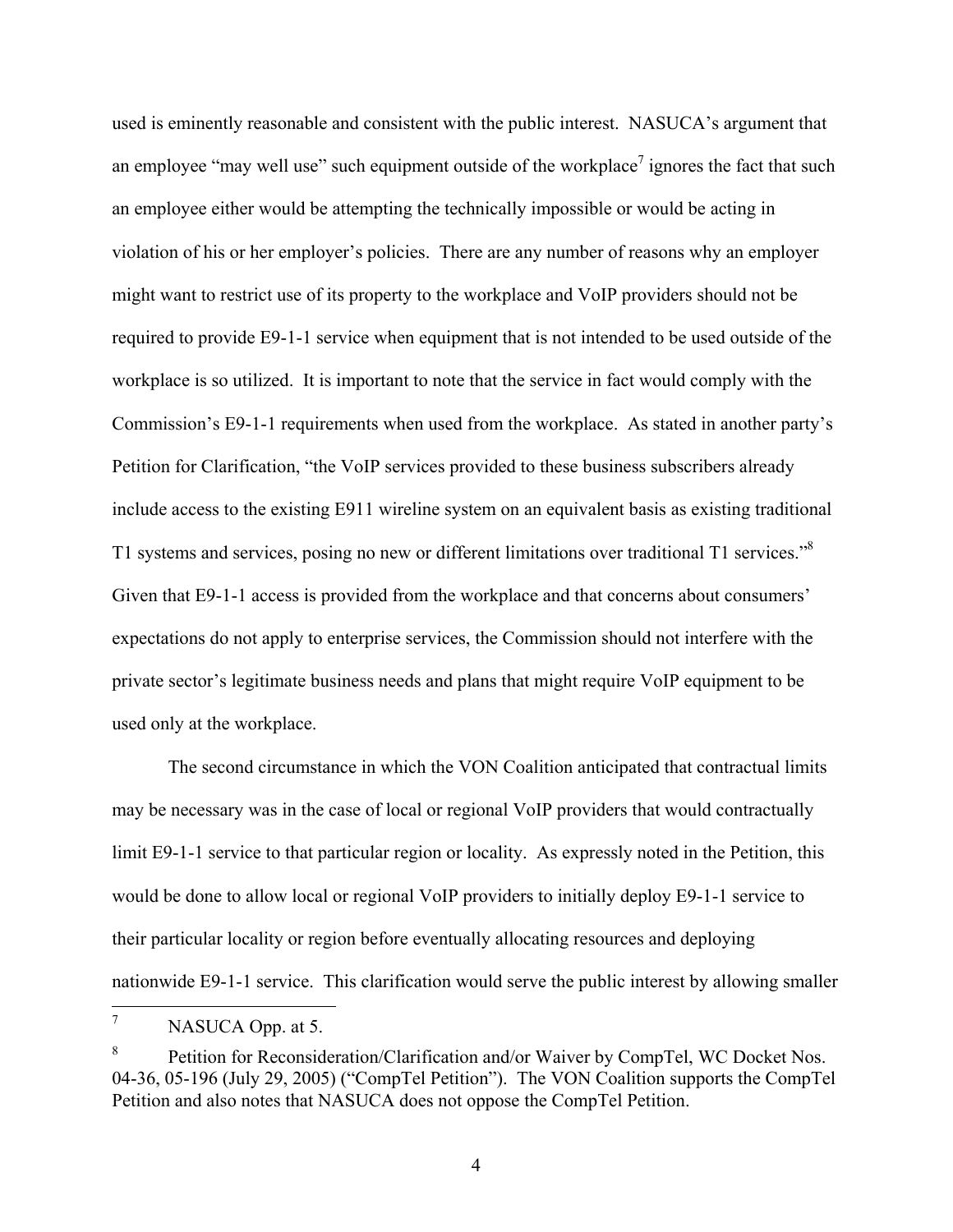used is eminently reasonable and consistent with the public interest. NASUCA's argument that an employee "may well use" such equipment outside of the workplace[7] ignores the fact that such an employee either would be attempting the technically impossible or would be acting in violation of his or her employer's policies. There are any number of reasons why an employer might want to restrict use of its property to the workplace and VoIP providers should not be required to provide E9-1-1 service when equipment that is not intended to be used outside of the workplace is so utilized. It is important to note that the service in fact would comply with the Commission's E9-1-1 requirements when used from the workplace. As stated in another party's Petition for Clarification, "the VoIP services provided to these business subscribers already include access to the existing E911 wireline system on an equivalent basis as existing traditional T1 systems and services, posing no new or different limitations over traditional T1 services."[8] Given that E9-1-1 access is provided from the workplace and that concerns about consumers' expectations do not apply to enterprise services, the Commission should not interfere with the private sector's legitimate business needs and plans that might require VoIP equipment to be used only at the workplace.

The second circumstance in which the VON Coalition anticipated that contractual limits may be necessary was in the case of local or regional VoIP providers that would contractually limit E9-1-1 service to that particular region or locality. As expressly noted in the Petition, this would be done to allow local or regional VoIP providers to initially deploy E9-1-1 service to their particular locality or region before eventually allocating resources and deploying nationwide E9-1-1 service. This clarification would serve the public interest by allowing smaller

---

[7] NASUCA Opp. at 5.

[8] Petition for Reconsideration/Clarification and/or Waiver by CompTel, WC Docket Nos. 04-36, 05-196 (July 29, 2005) ("CompTel Petition"). The VON Coalition supports the CompTel Petition and also notes that NASUCA does not oppose the CompTel Petition.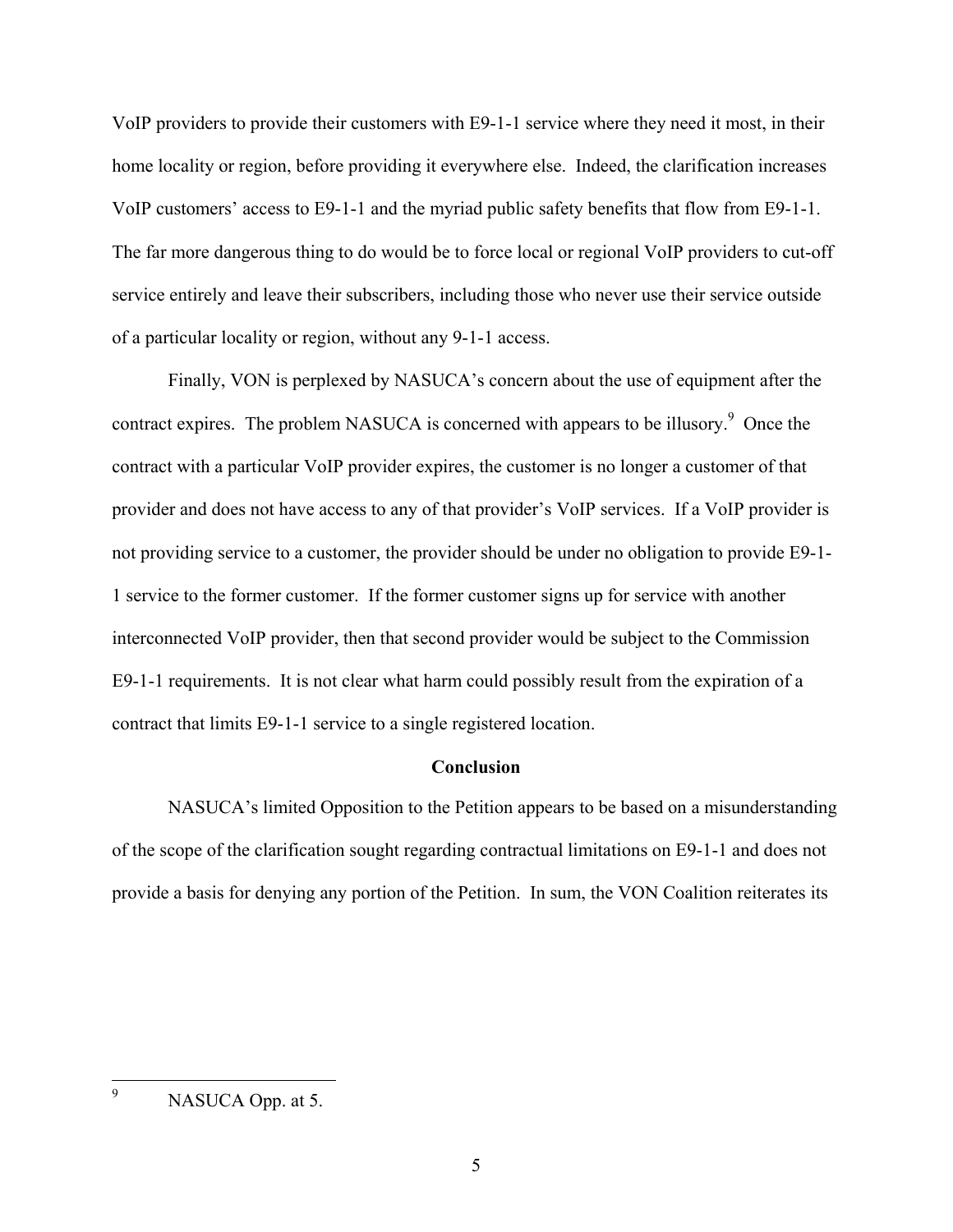VoIP providers to provide their customers with E9-1-1 service where they need it most, in their home locality or region, before providing it everywhere else. Indeed, the clarification increases VoIP customers' access to E9-1-1 and the myriad public safety benefits that flow from E9-1-1. The far more dangerous thing to do would be to force local or regional VoIP providers to cut-off service entirely and leave their subscribers, including those who never use their service outside of a particular locality or region, without any 9-1-1 access.

Finally, VON is perplexed by NASUCA's concern about the use of equipment after the contract expires. The problem NASUCA is concerned with appears to be illusory.[9] Once the contract with a particular VoIP provider expires, the customer is no longer a customer of that provider and does not have access to any of that provider's VoIP services. If a VoIP provider is not providing service to a customer, the provider should be under no obligation to provide E9-1-1 service to the former customer. If the former customer signs up for service with another interconnected VoIP provider, then that second provider would be subject to the Commission E9-1-1 requirements. It is not clear what harm could possibly result from the expiration of a contract that limits E9-1-1 service to a single registered location.

**Conclusion**

NASUCA's limited Opposition to the Petition appears to be based on a misunderstanding of the scope of the clarification sought regarding contractual limitations on E9-1-1 and does not provide a basis for denying any portion of the Petition. In sum, the VON Coalition reiterates its

---

[9] NASUCA Opp. at 5.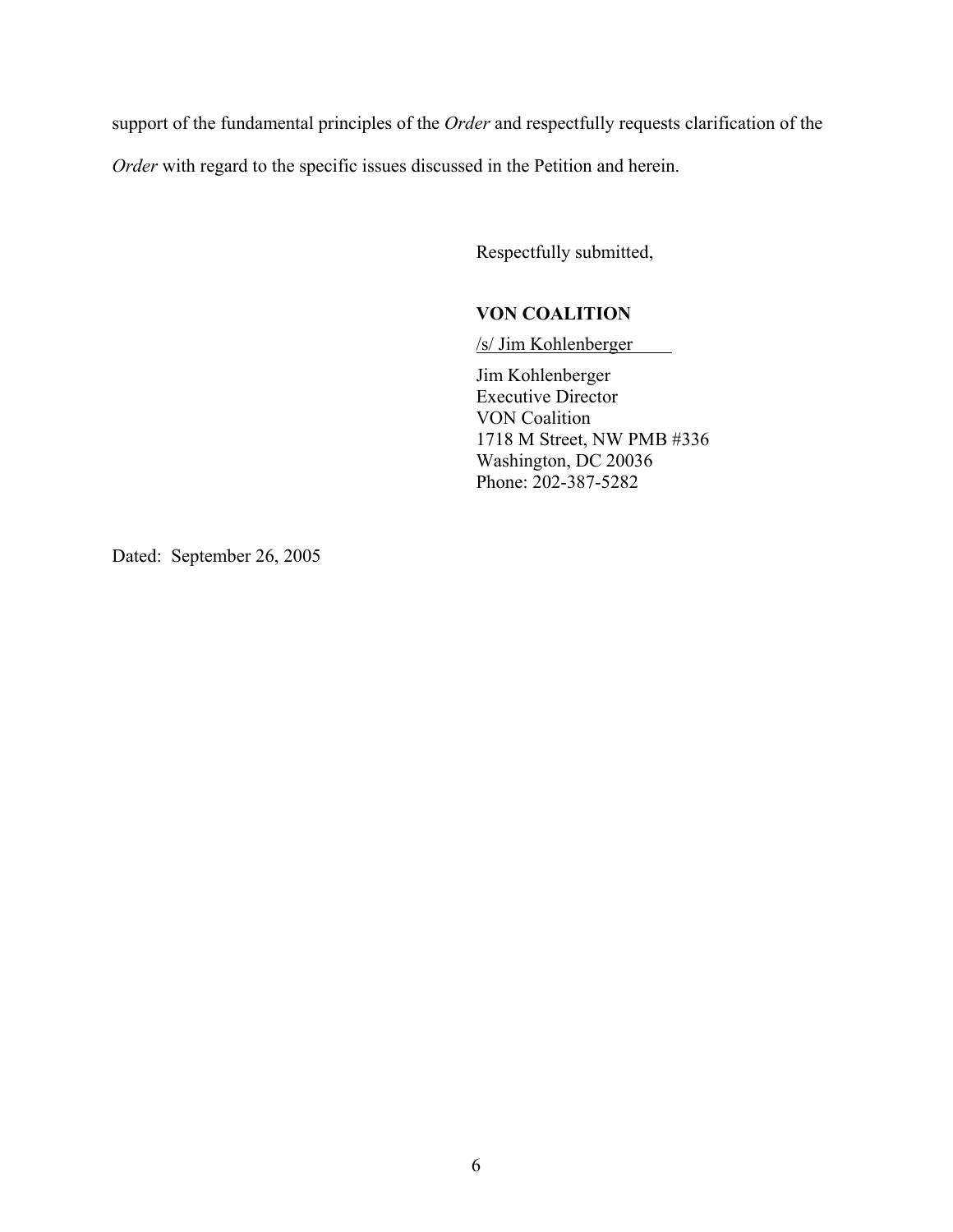support of the fundamental principles of the *Order* and respectfully requests clarification of the *Order* with regard to the specific issues discussed in the Petition and herein.

Respectfully submitted,

**VON COALITION**

/s/ Jim Kohlenberger

Jim Kohlenberger
Executive Director
VON Coalition
1718 M Street, NW PMB #336
Washington, DC 20036
Phone: 202-387-5282

Dated: September 26, 2005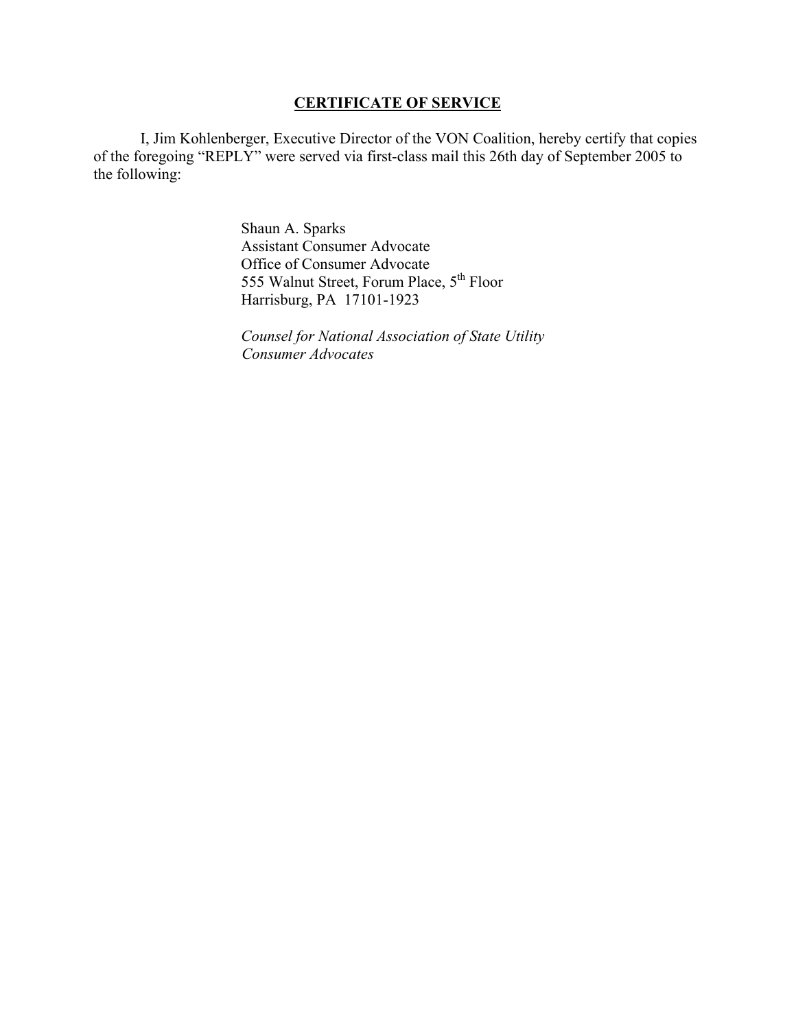## CERTIFICATE OF SERVICE

I, Jim Kohlenberger, Executive Director of the VON Coalition, hereby certify that copies of the foregoing "REPLY" were served via first-class mail this 26th day of September 2005 to the following:

Shaun A. Sparks
Assistant Consumer Advocate
Office of Consumer Advocate
555 Walnut Street, Forum Place, 5th Floor
Harrisburg, PA 17101-1923

*Counsel for National Association of State Utility Consumer Advocates*